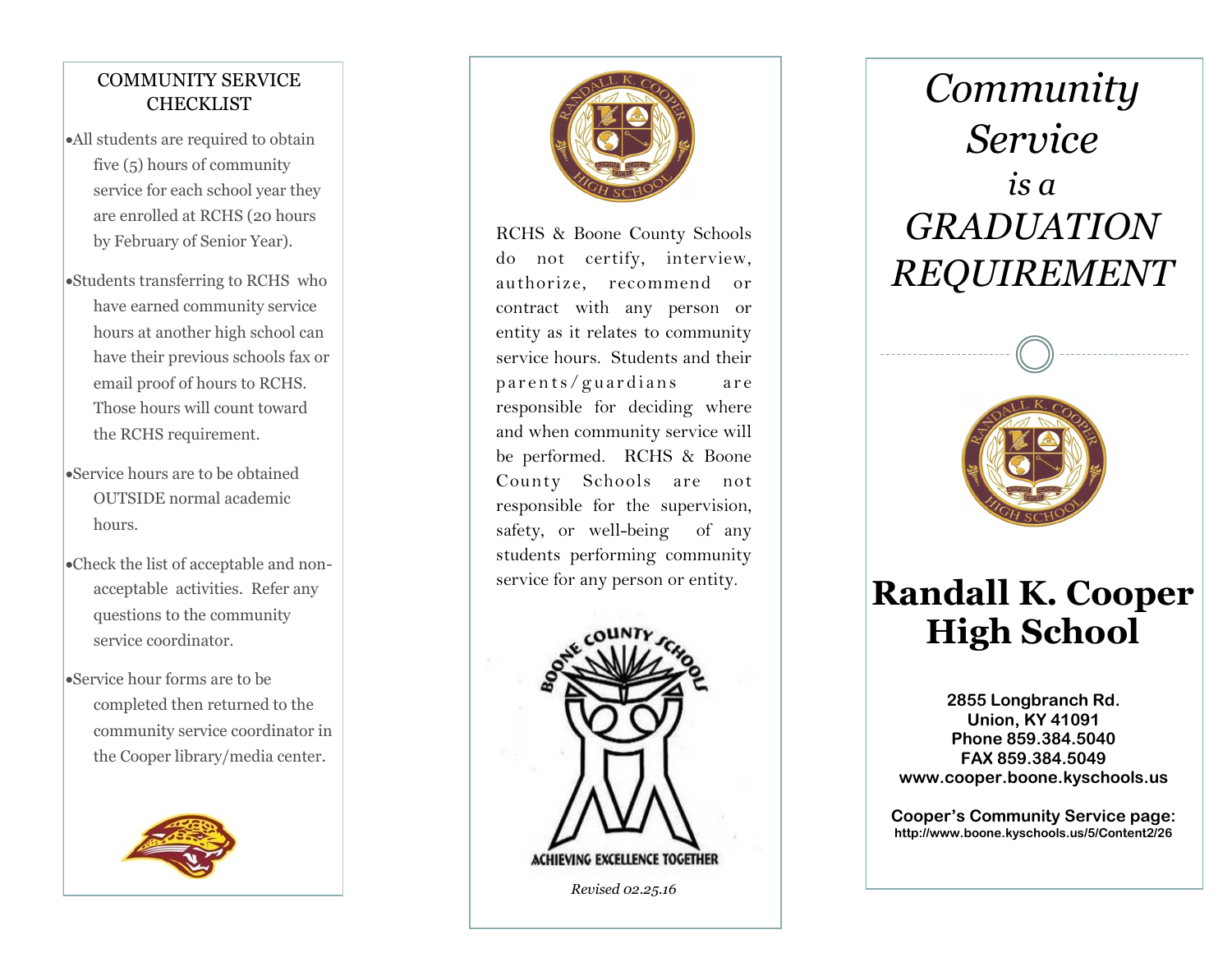## COMMUNITY SERVICE CHECKLIST

- All students are required to obtain five (5) hours of community service for each school year they are enrolled at RCHS (20 hours by February of Senior Year).
- Students transferring to RCHS who have earned community service hours at another high school can have their previous schools fax or email proof of hours to RCHS. Those hours will count toward the RCHS requirement.
- Service hours are to be obtained OUTSIDE normal academic hours.
- Check the list of acceptable and non-acceptable activities. Refer any questions to the community service coordinator.
- Service hour forms are to be completed then returned to the community service coordinator in the Cooper library/media center.

RCHS & Boone County Schools do not certify, interview, authorize, recommend or contract with any person or entity as it relates to community service hours. Students and their parents/guardians are responsible for deciding where and when community service will be performed. RCHS & Boone County Schools are not responsible for the supervision, safety, or well-being of any students performing community service for any person or entity.

BOONE COUNTY SCHOOLS

ACHIEVING EXCELLENCE TOGETHER

*Revised 02.25.16*

# *Community Service is a GRADUATION REQUIREMENT*

# Randall K. Cooper High School

**2855 Longbranch Rd.**
**Union, KY 41091**
**Phone 859.384.5040**
**FAX 859.384.5049**
**www.cooper.boone.kyschools.us**

**Cooper's Community Service page:**
**http://www.boone.kyschools.us/5/Content2/26**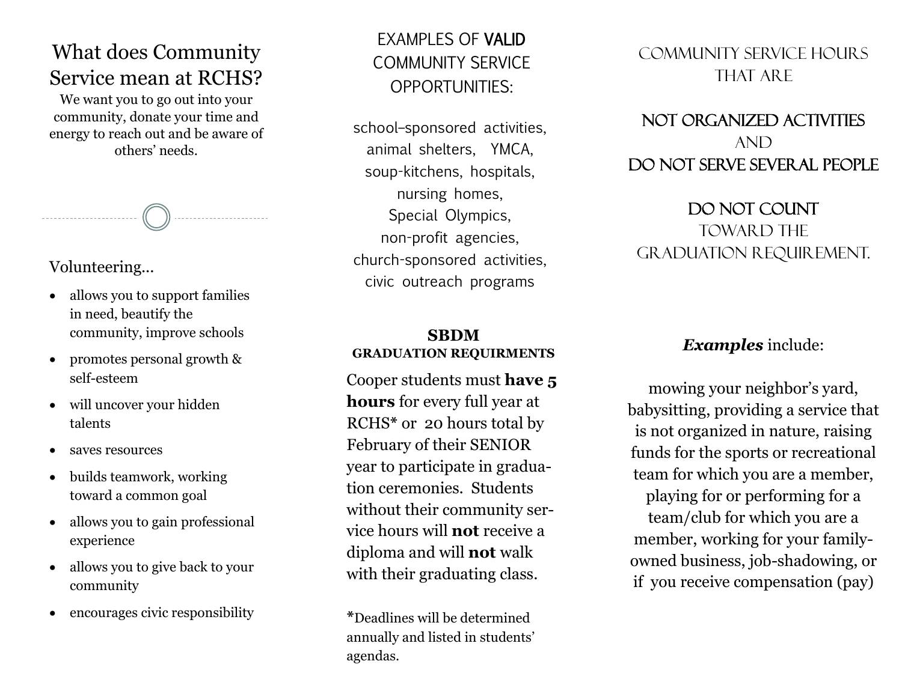# What does Community Service mean at RCHS?

We want you to go out into your community, donate your time and energy to reach out and be aware of others' needs.

Volunteering...

- allows you to support families in need, beautify the community, improve schools
- promotes personal growth & self-esteem
- will uncover your hidden talents
- saves resources
- builds teamwork, working toward a common goal
- allows you to gain professional experience
- allows you to give back to your community
- encourages civic responsibility

## EXAMPLES OF **VALID** COMMUNITY SERVICE OPPORTUNITIES:

school–sponsored activities, animal shelters, YMCA, soup-kitchens, hospitals, nursing homes, Special Olympics, non-profit agencies, church-sponsored activities, civic outreach programs

### SBDM
### GRADUATION REQUIRMENTS

Cooper students must **have 5 hours** for every full year at RCHS* or 20 hours total by February of their SENIOR year to participate in graduation ceremonies. Students without their community service hours will **not** receive a diploma and will **not** walk with their graduating class.

*Deadlines will be determined annually and listed in students' agendas.

## COMMUNITY SERVICE HOURS THAT ARE

**NOT ORGANIZED ACTIVITIES**

AND

**DO NOT SERVE SEVERAL PEOPLE**

**DO NOT COUNT** TOWARD THE GRADUATION REQUIREMENT.

***Examples*** include:

mowing your neighbor's yard, babysitting, providing a service that is not organized in nature, raising funds for the sports or recreational team for which you are a member, playing for or performing for a team/club for which you are a member, working for your family-owned business, job-shadowing, or if you receive compensation (pay)